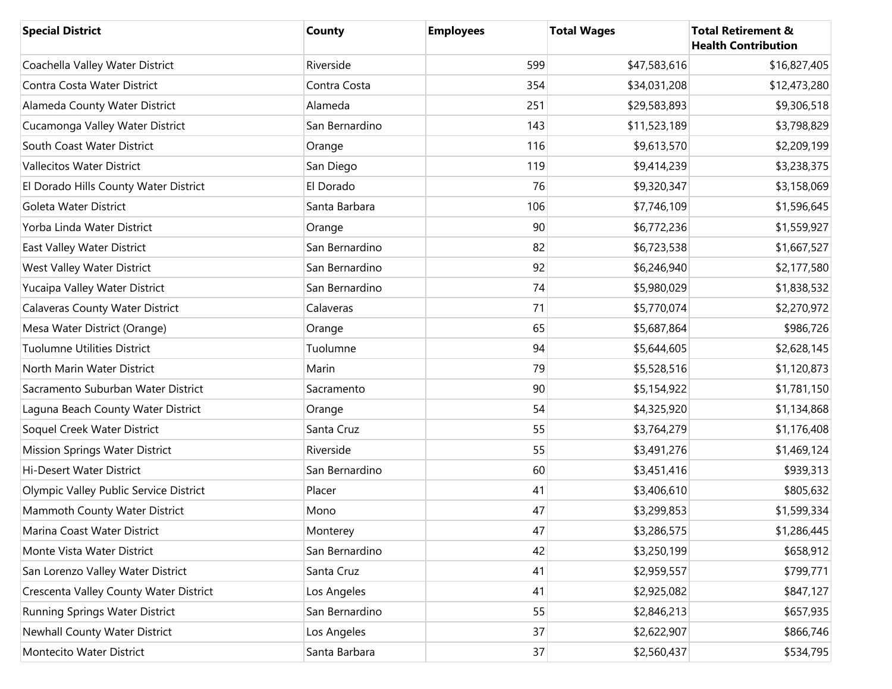| Special District | County | Employees | Total Wages | Total Retirement & Health Contribution |
|---|---|---|---|---|
| Coachella Valley Water District | Riverside | 599 | $47,583,616 | $16,827,405 |
| Contra Costa Water District | Contra Costa | 354 | $34,031,208 | $12,473,280 |
| Alameda County Water District | Alameda | 251 | $29,583,893 | $9,306,518 |
| Cucamonga Valley Water District | San Bernardino | 143 | $11,523,189 | $3,798,829 |
| South Coast Water District | Orange | 116 | $9,613,570 | $2,209,199 |
| Vallecitos Water District | San Diego | 119 | $9,414,239 | $3,238,375 |
| El Dorado Hills County Water District | El Dorado | 76 | $9,320,347 | $3,158,069 |
| Goleta Water District | Santa Barbara | 106 | $7,746,109 | $1,596,645 |
| Yorba Linda Water District | Orange | 90 | $6,772,236 | $1,559,927 |
| East Valley Water District | San Bernardino | 82 | $6,723,538 | $1,667,527 |
| West Valley Water District | San Bernardino | 92 | $6,246,940 | $2,177,580 |
| Yucaipa Valley Water District | San Bernardino | 74 | $5,980,029 | $1,838,532 |
| Calaveras County Water District | Calaveras | 71 | $5,770,074 | $2,270,972 |
| Mesa Water District (Orange) | Orange | 65 | $5,687,864 | $986,726 |
| Tuolumne Utilities District | Tuolumne | 94 | $5,644,605 | $2,628,145 |
| North Marin Water District | Marin | 79 | $5,528,516 | $1,120,873 |
| Sacramento Suburban Water District | Sacramento | 90 | $5,154,922 | $1,781,150 |
| Laguna Beach County Water District | Orange | 54 | $4,325,920 | $1,134,868 |
| Soquel Creek Water District | Santa Cruz | 55 | $3,764,279 | $1,176,408 |
| Mission Springs Water District | Riverside | 55 | $3,491,276 | $1,469,124 |
| Hi-Desert Water District | San Bernardino | 60 | $3,451,416 | $939,313 |
| Olympic Valley Public Service District | Placer | 41 | $3,406,610 | $805,632 |
| Mammoth County Water District | Mono | 47 | $3,299,853 | $1,599,334 |
| Marina Coast Water District | Monterey | 47 | $3,286,575 | $1,286,445 |
| Monte Vista Water District | San Bernardino | 42 | $3,250,199 | $658,912 |
| San Lorenzo Valley Water District | Santa Cruz | 41 | $2,959,557 | $799,771 |
| Crescenta Valley County Water District | Los Angeles | 41 | $2,925,082 | $847,127 |
| Running Springs Water District | San Bernardino | 55 | $2,846,213 | $657,935 |
| Newhall County Water District | Los Angeles | 37 | $2,622,907 | $866,746 |
| Montecito Water District | Santa Barbara | 37 | $2,560,437 | $534,795 |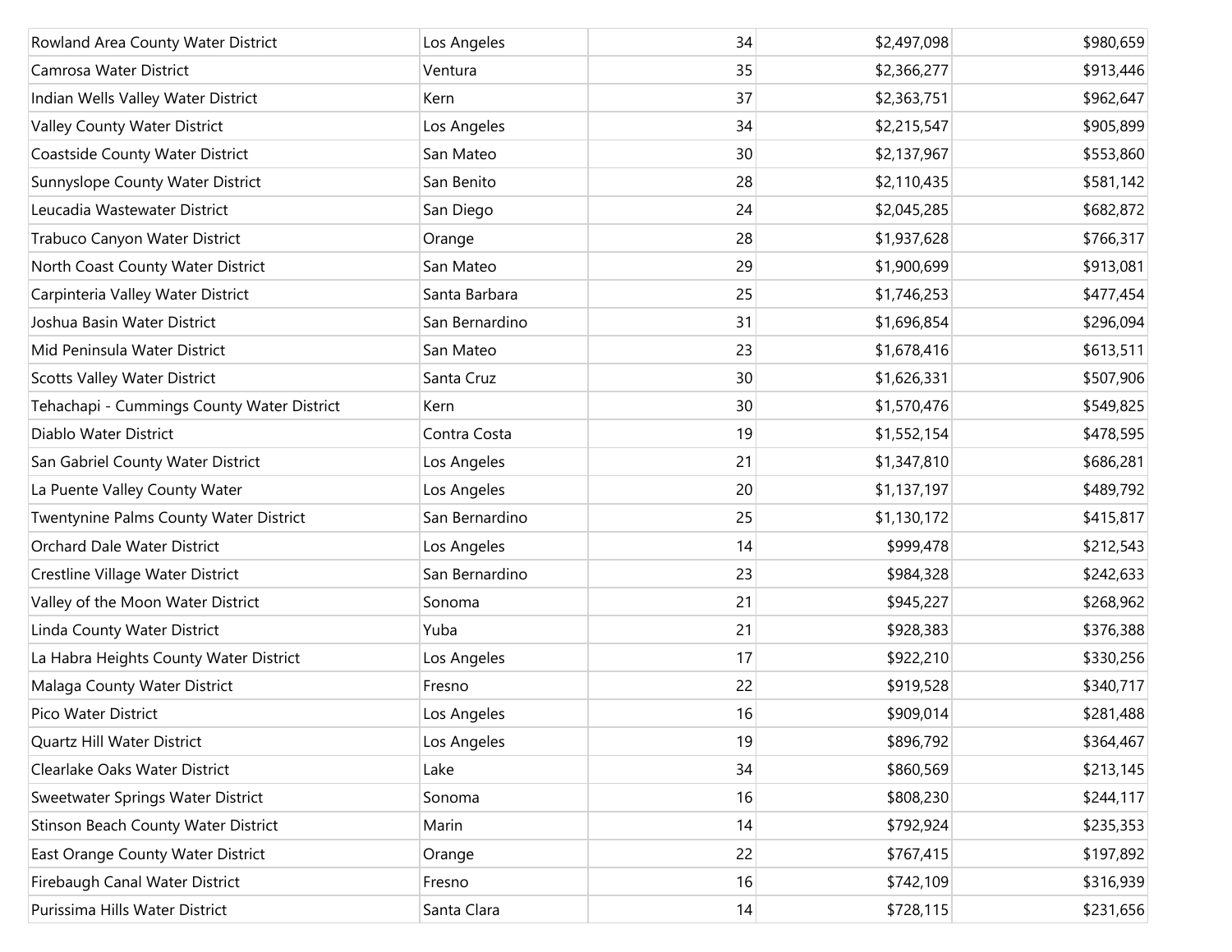| | | | | |
|---|---|---|---|---|
| Rowland Area County Water District | Los Angeles | 34 | $2,497,098 | $980,659 |
| Camrosa Water District | Ventura | 35 | $2,366,277 | $913,446 |
| Indian Wells Valley Water District | Kern | 37 | $2,363,751 | $962,647 |
| Valley County Water District | Los Angeles | 34 | $2,215,547 | $905,899 |
| Coastside County Water District | San Mateo | 30 | $2,137,967 | $553,860 |
| Sunnyslope County Water District | San Benito | 28 | $2,110,435 | $581,142 |
| Leucadia Wastewater District | San Diego | 24 | $2,045,285 | $682,872 |
| Trabuco Canyon Water District | Orange | 28 | $1,937,628 | $766,317 |
| North Coast County Water District | San Mateo | 29 | $1,900,699 | $913,081 |
| Carpinteria Valley Water District | Santa Barbara | 25 | $1,746,253 | $477,454 |
| Joshua Basin Water District | San Bernardino | 31 | $1,696,854 | $296,094 |
| Mid Peninsula Water District | San Mateo | 23 | $1,678,416 | $613,511 |
| Scotts Valley Water District | Santa Cruz | 30 | $1,626,331 | $507,906 |
| Tehachapi - Cummings County Water District | Kern | 30 | $1,570,476 | $549,825 |
| Diablo Water District | Contra Costa | 19 | $1,552,154 | $478,595 |
| San Gabriel County Water District | Los Angeles | 21 | $1,347,810 | $686,281 |
| La Puente Valley County Water | Los Angeles | 20 | $1,137,197 | $489,792 |
| Twentynine Palms County Water District | San Bernardino | 25 | $1,130,172 | $415,817 |
| Orchard Dale Water District | Los Angeles | 14 | $999,478 | $212,543 |
| Crestline Village Water District | San Bernardino | 23 | $984,328 | $242,633 |
| Valley of the Moon Water District | Sonoma | 21 | $945,227 | $268,962 |
| Linda County Water District | Yuba | 21 | $928,383 | $376,388 |
| La Habra Heights County Water District | Los Angeles | 17 | $922,210 | $330,256 |
| Malaga County Water District | Fresno | 22 | $919,528 | $340,717 |
| Pico Water District | Los Angeles | 16 | $909,014 | $281,488 |
| Quartz Hill Water District | Los Angeles | 19 | $896,792 | $364,467 |
| Clearlake Oaks Water District | Lake | 34 | $860,569 | $213,145 |
| Sweetwater Springs Water District | Sonoma | 16 | $808,230 | $244,117 |
| Stinson Beach County Water District | Marin | 14 | $792,924 | $235,353 |
| East Orange County Water District | Orange | 22 | $767,415 | $197,892 |
| Firebaugh Canal Water District | Fresno | 16 | $742,109 | $316,939 |
| Purissima Hills Water District | Santa Clara | 14 | $728,115 | $231,656 |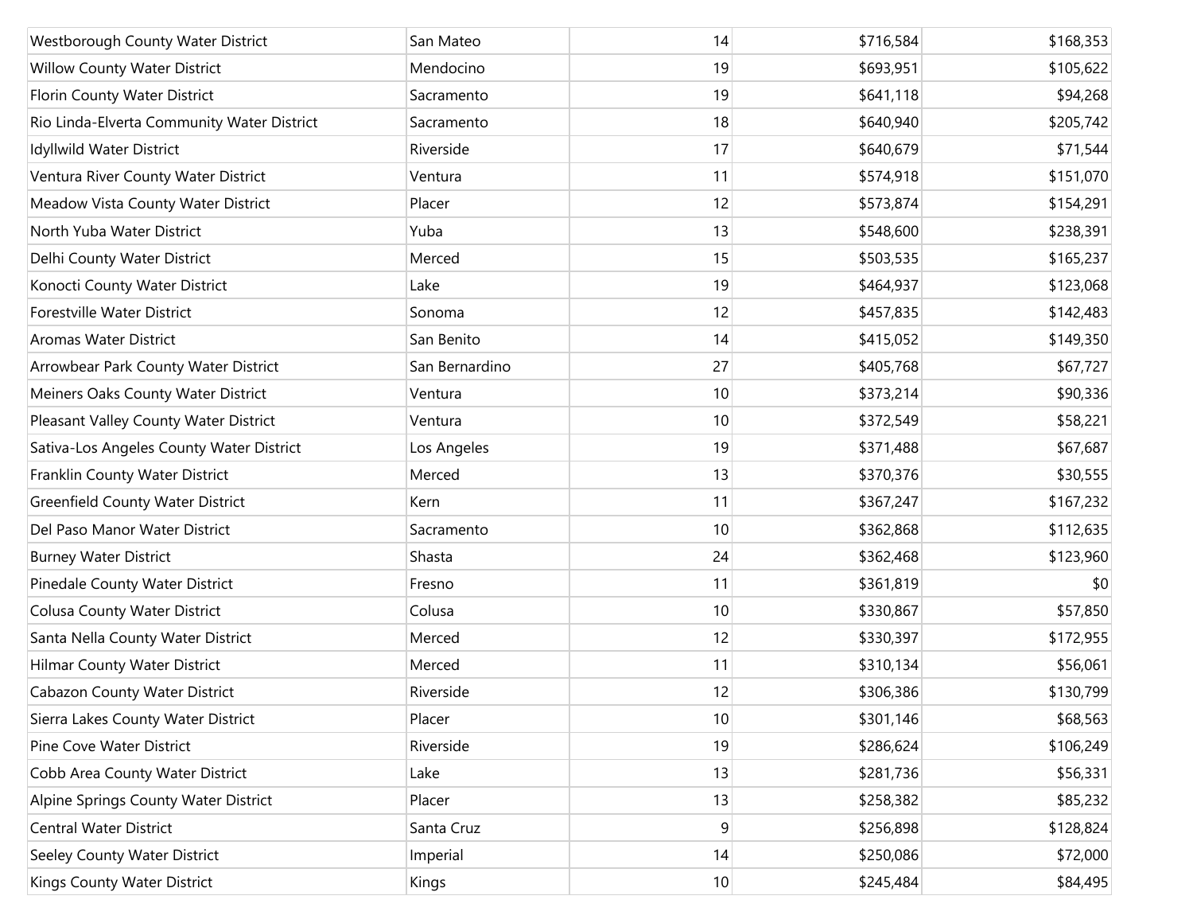| | | | | |
|---|---|---|---|---|
| Westborough County Water District | San Mateo | 14 | $716,584 | $168,353 |
| Willow County Water District | Mendocino | 19 | $693,951 | $105,622 |
| Florin County Water District | Sacramento | 19 | $641,118 | $94,268 |
| Rio Linda-Elverta Community Water District | Sacramento | 18 | $640,940 | $205,742 |
| Idyllwild Water District | Riverside | 17 | $640,679 | $71,544 |
| Ventura River County Water District | Ventura | 11 | $574,918 | $151,070 |
| Meadow Vista County Water District | Placer | 12 | $573,874 | $154,291 |
| North Yuba Water District | Yuba | 13 | $548,600 | $238,391 |
| Delhi County Water District | Merced | 15 | $503,535 | $165,237 |
| Konocti County Water District | Lake | 19 | $464,937 | $123,068 |
| Forestville Water District | Sonoma | 12 | $457,835 | $142,483 |
| Aromas Water District | San Benito | 14 | $415,052 | $149,350 |
| Arrowbear Park County Water District | San Bernardino | 27 | $405,768 | $67,727 |
| Meiners Oaks County Water District | Ventura | 10 | $373,214 | $90,336 |
| Pleasant Valley County Water District | Ventura | 10 | $372,549 | $58,221 |
| Sativa-Los Angeles County Water District | Los Angeles | 19 | $371,488 | $67,687 |
| Franklin County Water District | Merced | 13 | $370,376 | $30,555 |
| Greenfield County Water District | Kern | 11 | $367,247 | $167,232 |
| Del Paso Manor Water District | Sacramento | 10 | $362,868 | $112,635 |
| Burney Water District | Shasta | 24 | $362,468 | $123,960 |
| Pinedale County Water District | Fresno | 11 | $361,819 | $0 |
| Colusa County Water District | Colusa | 10 | $330,867 | $57,850 |
| Santa Nella County Water District | Merced | 12 | $330,397 | $172,955 |
| Hilmar County Water District | Merced | 11 | $310,134 | $56,061 |
| Cabazon County Water District | Riverside | 12 | $306,386 | $130,799 |
| Sierra Lakes County Water District | Placer | 10 | $301,146 | $68,563 |
| Pine Cove Water District | Riverside | 19 | $286,624 | $106,249 |
| Cobb Area County Water District | Lake | 13 | $281,736 | $56,331 |
| Alpine Springs County Water District | Placer | 13 | $258,382 | $85,232 |
| Central Water District | Santa Cruz | 9 | $256,898 | $128,824 |
| Seeley County Water District | Imperial | 14 | $250,086 | $72,000 |
| Kings County Water District | Kings | 10 | $245,484 | $84,495 |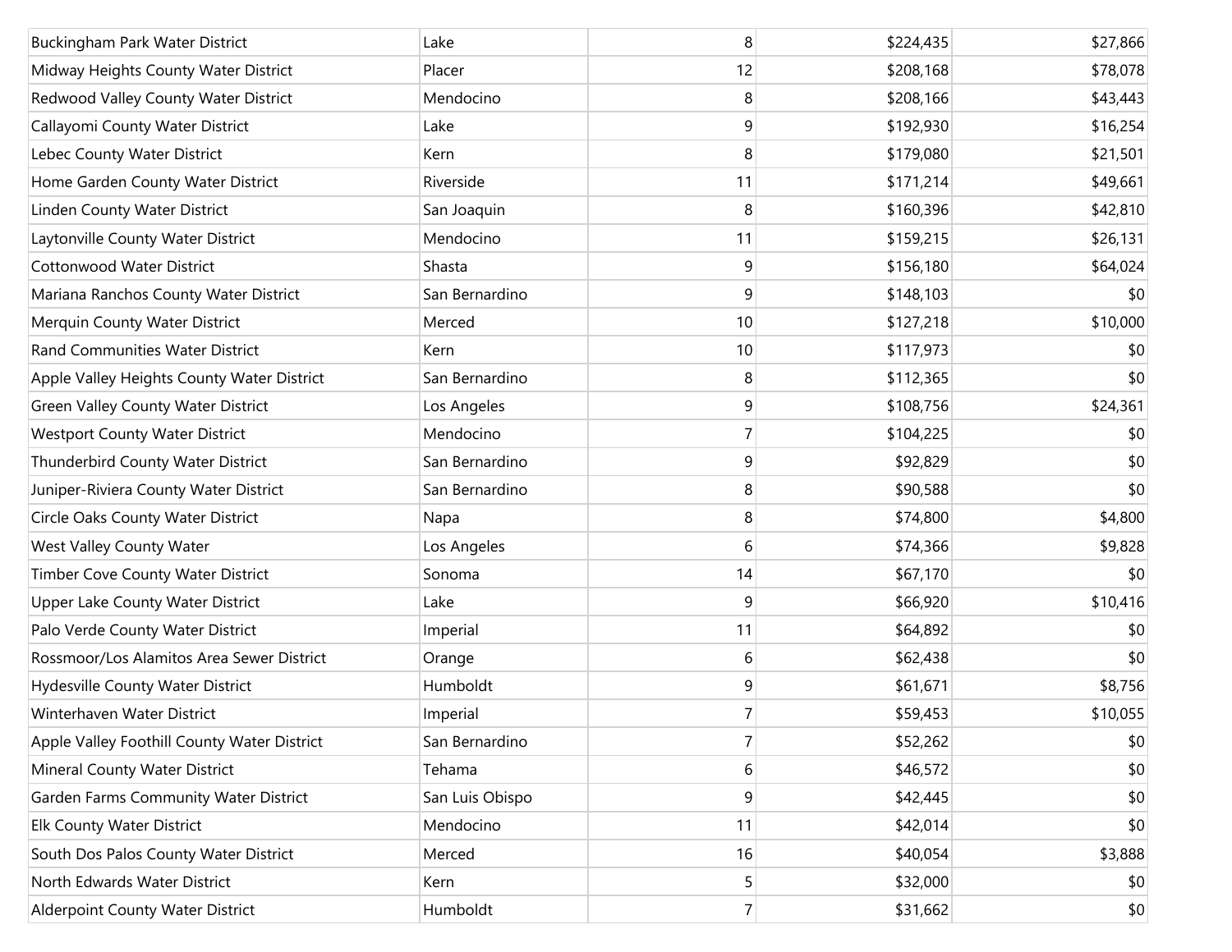| | | | | |
|---|---|---|---|---|
| Buckingham Park Water District | Lake | 8 | $224,435 | $27,866 |
| Midway Heights County Water District | Placer | 12 | $208,168 | $78,078 |
| Redwood Valley County Water District | Mendocino | 8 | $208,166 | $43,443 |
| Callayomi County Water District | Lake | 9 | $192,930 | $16,254 |
| Lebec County Water District | Kern | 8 | $179,080 | $21,501 |
| Home Garden County Water District | Riverside | 11 | $171,214 | $49,661 |
| Linden County Water District | San Joaquin | 8 | $160,396 | $42,810 |
| Laytonville County Water District | Mendocino | 11 | $159,215 | $26,131 |
| Cottonwood Water District | Shasta | 9 | $156,180 | $64,024 |
| Mariana Ranchos County Water District | San Bernardino | 9 | $148,103 | $0 |
| Merquin County Water District | Merced | 10 | $127,218 | $10,000 |
| Rand Communities Water District | Kern | 10 | $117,973 | $0 |
| Apple Valley Heights County Water District | San Bernardino | 8 | $112,365 | $0 |
| Green Valley County Water District | Los Angeles | 9 | $108,756 | $24,361 |
| Westport County Water District | Mendocino | 7 | $104,225 | $0 |
| Thunderbird County Water District | San Bernardino | 9 | $92,829 | $0 |
| Juniper-Riviera County Water District | San Bernardino | 8 | $90,588 | $0 |
| Circle Oaks County Water District | Napa | 8 | $74,800 | $4,800 |
| West Valley County Water | Los Angeles | 6 | $74,366 | $9,828 |
| Timber Cove County Water District | Sonoma | 14 | $67,170 | $0 |
| Upper Lake County Water District | Lake | 9 | $66,920 | $10,416 |
| Palo Verde County Water District | Imperial | 11 | $64,892 | $0 |
| Rossmoor/Los Alamitos Area Sewer District | Orange | 6 | $62,438 | $0 |
| Hydesville County Water District | Humboldt | 9 | $61,671 | $8,756 |
| Winterhaven Water District | Imperial | 7 | $59,453 | $10,055 |
| Apple Valley Foothill County Water District | San Bernardino | 7 | $52,262 | $0 |
| Mineral County Water District | Tehama | 6 | $46,572 | $0 |
| Garden Farms Community Water District | San Luis Obispo | 9 | $42,445 | $0 |
| Elk County Water District | Mendocino | 11 | $42,014 | $0 |
| South Dos Palos County Water District | Merced | 16 | $40,054 | $3,888 |
| North Edwards Water District | Kern | 5 | $32,000 | $0 |
| Alderpoint County Water District | Humboldt | 7 | $31,662 | $0 |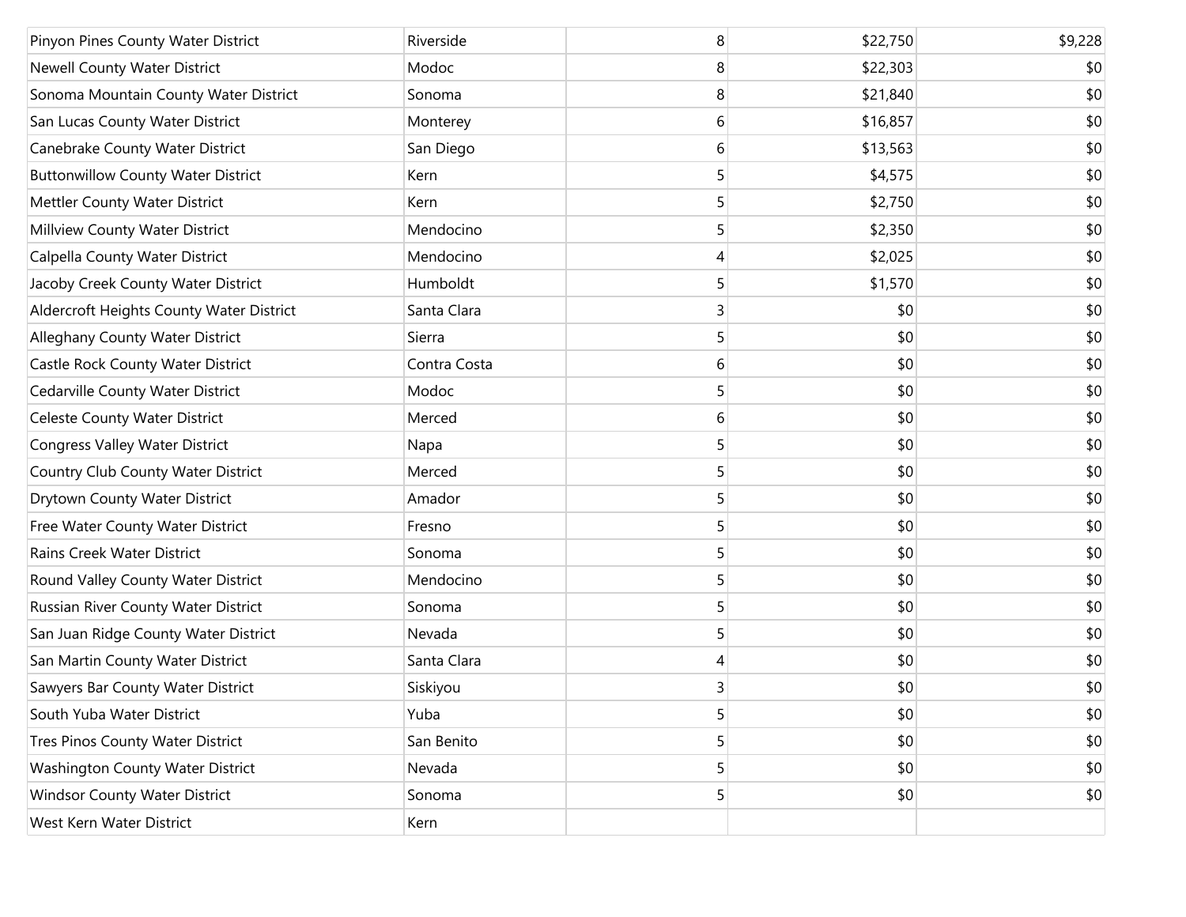| | | | | |
|---|---|---|---|---|
| Pinyon Pines County Water District | Riverside | 8 | $22,750 | $9,228 |
| Newell County Water District | Modoc | 8 | $22,303 | $0 |
| Sonoma Mountain County Water District | Sonoma | 8 | $21,840 | $0 |
| San Lucas County Water District | Monterey | 6 | $16,857 | $0 |
| Canebrake County Water District | San Diego | 6 | $13,563 | $0 |
| Buttonwillow County Water District | Kern | 5 | $4,575 | $0 |
| Mettler County Water District | Kern | 5 | $2,750 | $0 |
| Millview County Water District | Mendocino | 5 | $2,350 | $0 |
| Calpella County Water District | Mendocino | 4 | $2,025 | $0 |
| Jacoby Creek County Water District | Humboldt | 5 | $1,570 | $0 |
| Aldercroft Heights County Water District | Santa Clara | 3 | $0 | $0 |
| Alleghany County Water District | Sierra | 5 | $0 | $0 |
| Castle Rock County Water District | Contra Costa | 6 | $0 | $0 |
| Cedarville County Water District | Modoc | 5 | $0 | $0 |
| Celeste County Water District | Merced | 6 | $0 | $0 |
| Congress Valley Water District | Napa | 5 | $0 | $0 |
| Country Club County Water District | Merced | 5 | $0 | $0 |
| Drytown County Water District | Amador | 5 | $0 | $0 |
| Free Water County Water District | Fresno | 5 | $0 | $0 |
| Rains Creek Water District | Sonoma | 5 | $0 | $0 |
| Round Valley County Water District | Mendocino | 5 | $0 | $0 |
| Russian River County Water District | Sonoma | 5 | $0 | $0 |
| San Juan Ridge County Water District | Nevada | 5 | $0 | $0 |
| San Martin County Water District | Santa Clara | 4 | $0 | $0 |
| Sawyers Bar County Water District | Siskiyou | 3 | $0 | $0 |
| South Yuba Water District | Yuba | 5 | $0 | $0 |
| Tres Pinos County Water District | San Benito | 5 | $0 | $0 |
| Washington County Water District | Nevada | 5 | $0 | $0 |
| Windsor County Water District | Sonoma | 5 | $0 | $0 |
| West Kern Water District | Kern | | | |